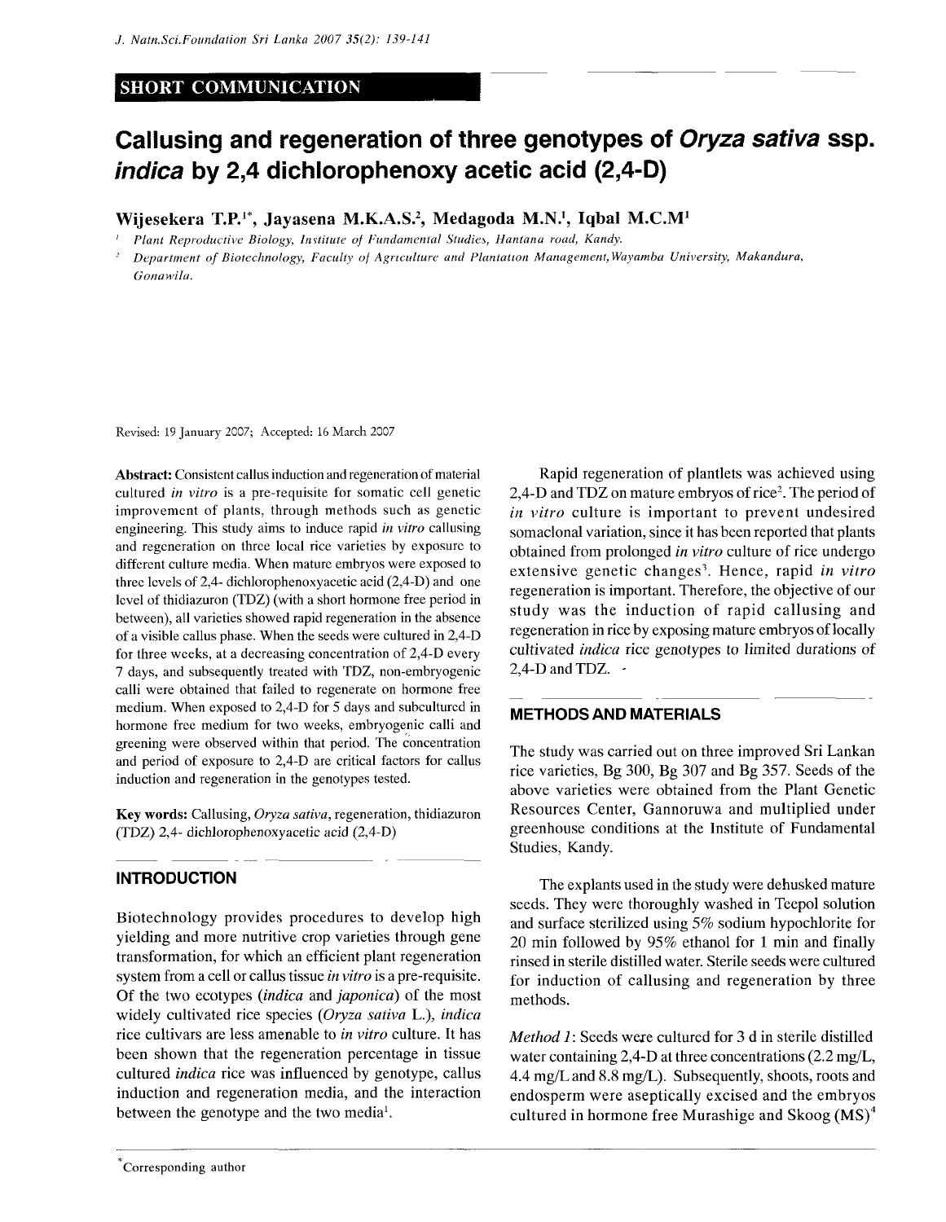**SHORT COMMUNICATION**

# Callusing and regeneration of three genotypes of *Oryza sativa* ssp. *indica* by 2,4 dichlorophenoxy acetic acid (2,4-D)

**Wijesekera T.P.[1*], Jayasena M.K.A.S.[2], Medagoda M.N.[1], Iqbal M.C.M[1]**

[1] *Plant Reproductive Biology, Institute of Fundamental Studies, Hantana road, Kandy.*

[2] *Department of Biotechnology, Faculty of Agriculture and Plantation Management, Wayamba University, Makandura, Gonawila.*

Revised: 19 January 2007; Accepted: 16 March 2007

**Abstract:** Consistent callus induction and regeneration of material cultured *in vitro* is a pre-requisite for somatic cell genetic improvement of plants, through methods such as genetic engineering. This study aims to induce rapid *in vitro* callusing and regeneration on three local rice varieties by exposure to different culture media. When mature embryos were exposed to three levels of 2,4- dichlorophenoxyacetic acid (2,4-D) and one level of thidiazuron (TDZ) (with a short hormone free period in between), all varieties showed rapid regeneration in the absence of a visible callus phase. When the seeds were cultured in 2,4-D for three weeks, at a decreasing concentration of 2,4-D every 7 days, and subsequently treated with TDZ, non-embryogenic calli were obtained that failed to regenerate on hormone free medium. When exposed to 2,4-D for 5 days and subcultured in hormone free medium for two weeks, embryogenic calli and greening were observed within that period. The concentration and period of exposure to 2,4-D are critical factors for callus induction and regeneration in the genotypes tested.

**Key words:** Callusing, *Oryza sativa*, regeneration, thidiazuron (TDZ) 2,4- dichlorophenoxyacetic acid (2,4-D)

## INTRODUCTION

Biotechnology provides procedures to develop high yielding and more nutritive crop varieties through gene transformation, for which an efficient plant regeneration system from a cell or callus tissue *in vitro* is a pre-requisite. Of the two ecotypes (*indica* and *japonica*) of the most widely cultivated rice species (*Oryza sativa* L.), *indica* rice cultivars are less amenable to *in vitro* culture. It has been shown that the regeneration percentage in tissue cultured *indica* rice was influenced by genotype, callus induction and regeneration media, and the interaction between the genotype and the two media[1].

Rapid regeneration of plantlets was achieved using 2,4-D and TDZ on mature embryos of rice[2]. The period of *in vitro* culture is important to prevent undesired somaclonal variation, since it has been reported that plants obtained from prolonged *in vitro* culture of rice undergo extensive genetic changes[3]. Hence, rapid *in vitro* regeneration is important. Therefore, the objective of our study was the induction of rapid callusing and regeneration in rice by exposing mature embryos of locally cultivated *indica* rice genotypes to limited durations of 2,4-D and TDZ.

## METHODS AND MATERIALS

The study was carried out on three improved Sri Lankan rice varieties, Bg 300, Bg 307 and Bg 357. Seeds of the above varieties were obtained from the Plant Genetic Resources Center, Gannoruwa and multiplied under greenhouse conditions at the Institute of Fundamental Studies, Kandy.

The explants used in the study were dehusked mature seeds. They were thoroughly washed in Teepol solution and surface sterilized using 5% sodium hypochlorite for 20 min followed by 95% ethanol for 1 min and finally rinsed in sterile distilled water. Sterile seeds were cultured for induction of callusing and regeneration by three methods.

*Method 1*: Seeds were cultured for 3 d in sterile distilled water containing 2,4-D at three concentrations (2.2 mg/L, 4.4 mg/L and 8.8 mg/L). Subsequently, shoots, roots and endosperm were aseptically excised and the embryos cultured in hormone free Murashige and Skoog (MS)[4]

*Corresponding author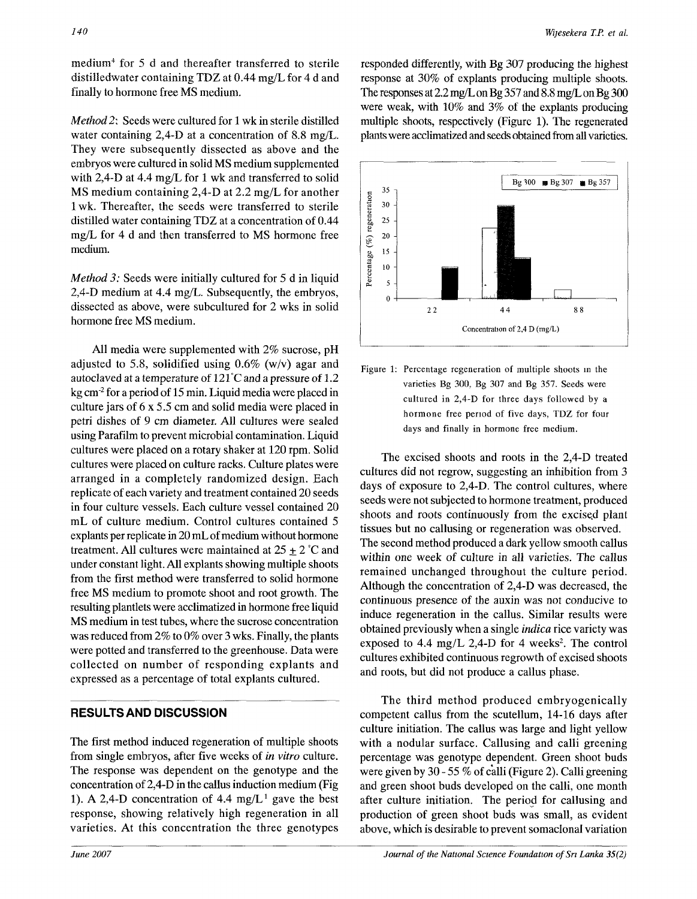medium[4] for 5 d and thereafter transferred to sterile distilledwater containing TDZ at 0.44 mg/L for 4 d and finally to hormone free MS medium.

*Method 2*: Seeds were cultured for 1 wk in sterile distilled water containing 2,4-D at a concentration of 8.8 mg/L. They were subsequently dissected as above and the embryos were cultured in solid MS medium supplemented with 2,4-D at 4.4 mg/L for 1 wk and transferred to solid MS medium containing 2,4-D at 2.2 mg/L for another 1 wk. Thereafter, the seeds were transferred to sterile distilled water containing TDZ at a concentration of 0.44 mg/L for 4 d and then transferred to MS hormone free medium.

*Method 3:* Seeds were initially cultured for 5 d in liquid 2,4-D medium at 4.4 mg/L. Subsequently, the embryos, dissected as above, were subcultured for 2 wks in solid hormone free MS medium.

All media were supplemented with 2% sucrose, pH adjusted to 5.8, solidified using 0.6% (w/v) agar and autoclaved at a temperature of 121°C and a pressure of 1.2 kg $cm^{-2}$ for a period of 15 min. Liquid media were placed in culture jars of 6 x 5.5 cm and solid media were placed in petri dishes of 9 cm diameter. All cultures were sealed using Parafilm to prevent microbial contamination. Liquid cultures were placed on a rotary shaker at 120 rpm. Solid cultures were placed on culture racks. Culture plates were arranged in a completely randomized design. Each replicate of each variety and treatment contained 20 seeds in four culture vessels. Each culture vessel contained 20 mL of culture medium. Control cultures contained 5 explants per replicate in 20 mL of medium without hormone treatment. All cultures were maintained at 25 ± 2 °C and under constant light. All explants showing multiple shoots from the first method were transferred to solid hormone free MS medium to promote shoot and root growth. The resulting plantlets were acclimatized in hormone free liquid MS medium in test tubes, where the sucrose concentration was reduced from 2% to 0% over 3 wks. Finally, the plants were potted and transferred to the greenhouse. Data were collected on number of responding explants and expressed as a percentage of total explants cultured.

## RESULTS AND DISCUSSION

The first method induced regeneration of multiple shoots from single embryos, after five weeks of *in vitro* culture. The response was dependent on the genotype and the concentration of 2,4-D in the callus induction medium (Fig 1). A 2,4-D concentration of 4.4 mg/L[1] gave the best response, showing relatively high regeneration in all varieties. At this concentration the three genotypes responded differently, with Bg 307 producing the highest response at 30% of explants producing multiple shoots. The responses at 2.2 mg/L on Bg 357 and 8.8 mg/L on Bg 300 were weak, with 10% and 3% of the explants producing multiple shoots, respectively (Figure 1). The regenerated plants were acclimatized and seeds obtained from all varieties.

Figure 1: Percentage regeneration of multiple shoots in the varieties Bg 300, Bg 307 and Bg 357. Seeds were cultured in 2,4-D for three days followed by a hormone free period of five days, TDZ for four days and finally in hormone free medium.

The excised shoots and roots in the 2,4-D treated cultures did not regrow, suggesting an inhibition from 3 days of exposure to 2,4-D. The control cultures, where seeds were not subjected to hormone treatment, produced shoots and roots continuously from the excised plant tissues but no callusing or regeneration was observed. The second method produced a dark yellow smooth callus within one week of culture in all varieties. The callus remained unchanged throughout the culture period. Although the concentration of 2,4-D was decreased, the continuous presence of the auxin was not conducive to induce regeneration in the callus. Similar results were obtained previously when a single *indica* rice variety was exposed to 4.4 mg/L 2,4-D for 4 weeks[2]. The control cultures exhibited continuous regrowth of excised shoots and roots, but did not produce a callus phase.

The third method produced embryogenically competent callus from the scutellum, 14-16 days after culture initiation. The callus was large and light yellow with a nodular surface. Callusing and calli greening percentage was genotype dependent. Green shoot buds were given by 30 - 55 % of calli (Figure 2). Calli greening and green shoot buds developed on the calli, one month after culture initiation. The period for callusing and production of green shoot buds was small, as evident above, which is desirable to prevent somaclonal variation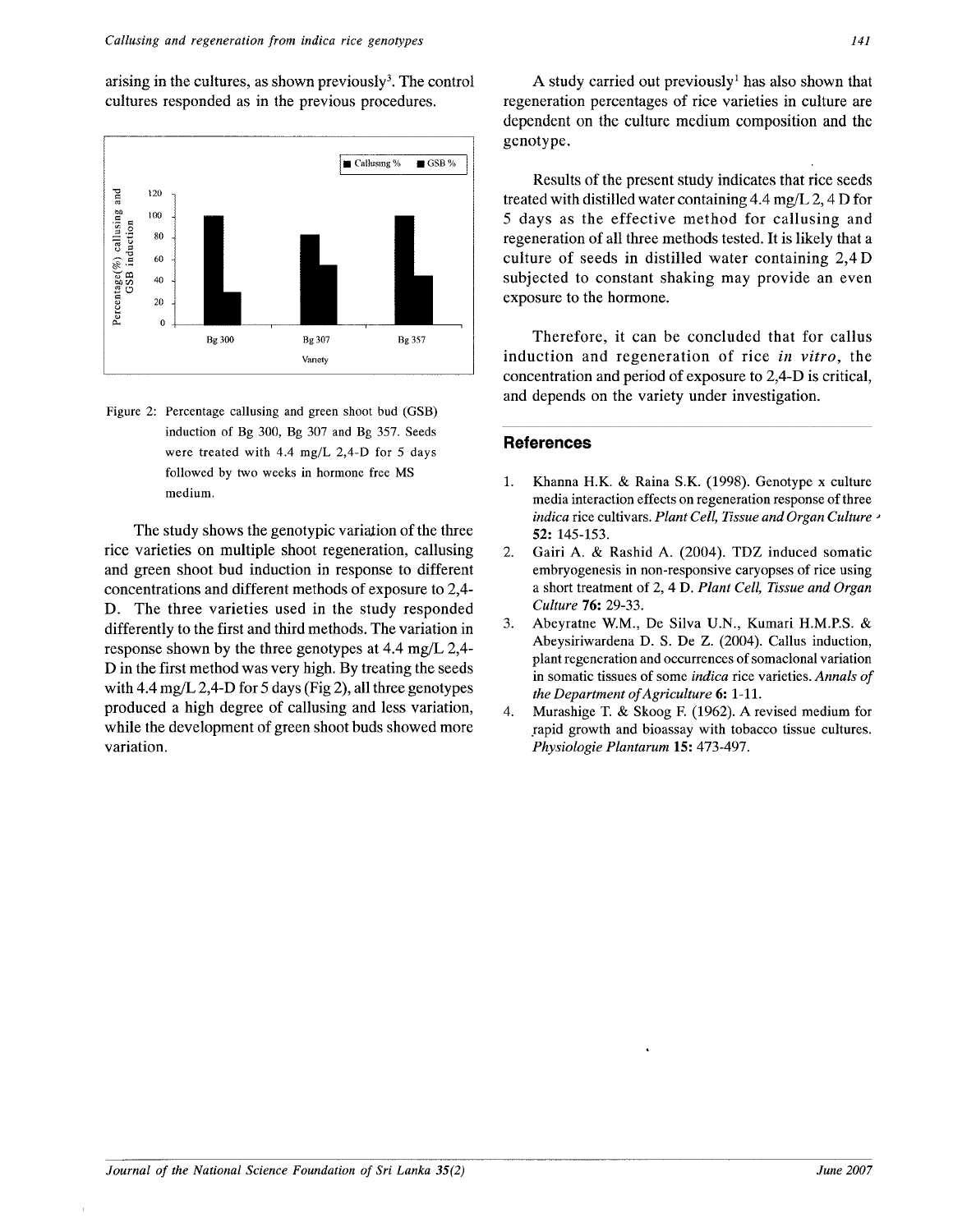arising in the cultures, as shown previously[3]. The control cultures responded as in the previous procedures.

Callusing % ■ GSB %

Percentage(%) callusing and GSB induction

120
100
80
60
40
20
0

Bg 300
Bg 307
Bg 357

Variety

Figure 2: Percentage callusing and green shoot bud (GSB) induction of Bg 300, Bg 307 and Bg 357. Seeds were treated with 4.4 mg/L 2,4-D for 5 days followed by two weeks in hormone free MS medium.

The study shows the genotypic variation of the three rice varieties on multiple shoot regeneration, callusing and green shoot bud induction in response to different concentrations and different methods of exposure to 2,4-D. The three varieties used in the study responded differently to the first and third methods. The variation in response shown by the three genotypes at 4.4 mg/L 2,4-D in the first method was very high. By treating the seeds with 4.4 mg/L 2,4-D for 5 days (Fig 2), all three genotypes produced a high degree of callusing and less variation, while the development of green shoot buds showed more variation.

A study carried out previously[1] has also shown that regeneration percentages of rice varieties in culture are dependent on the culture medium composition and the genotype.

Results of the present study indicates that rice seeds treated with distilled water containing 4.4 mg/L 2, 4 D for 5 days as the effective method for callusing and regeneration of all three methods tested. It is likely that a culture of seeds in distilled water containing 2,4 D subjected to constant shaking may provide an even exposure to the hormone.

Therefore, it can be concluded that for callus induction and regeneration of rice *in vitro*, the concentration and period of exposure to 2,4-D is critical, and depends on the variety under investigation.

## References

1. Khanna H.K. & Raina S.K. (1998). Genotype x culture media interaction effects on regeneration response of three *indica* rice cultivars. *Plant Cell, Tissue and Organ Culture* **52:** 145-153.
2. Gairi A. & Rashid A. (2004). TDZ induced somatic embryogenesis in non-responsive caryopses of rice using a short treatment of 2, 4 D. *Plant Cell, Tissue and Organ Culture* **76:** 29-33.
3. Abeyratne W.M., De Silva U.N., Kumari H.M.P.S. & Abeysiriwardena D. S. De Z. (2004). Callus induction, plant regeneration and occurrences of somaclonal variation in somatic tissues of some *indica* rice varieties. *Annals of the Department of Agriculture* **6:** 1-11.
4. Murashige T. & Skoog F. (1962). A revised medium for rapid growth and bioassay with tobacco tissue cultures. *Physiologie Plantarum* **15:** 473-497.